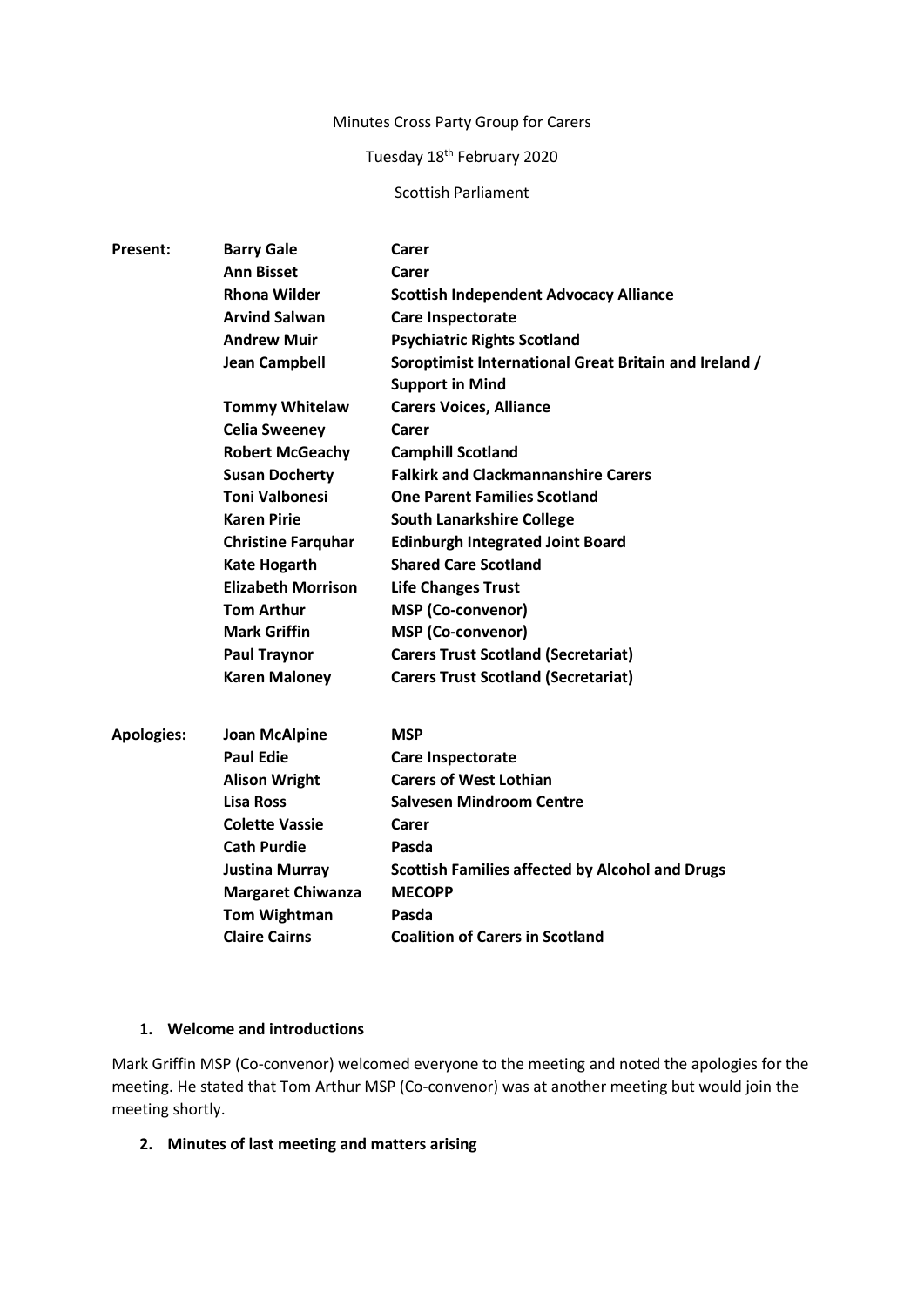Minutes Cross Party Group for Carers

Tuesday 18th February 2020

Scottish Parliament

| | | |
|---|---|---|
| **Present:** | **Barry Gale** | **Carer** |
| | **Ann Bisset** | **Carer** |
| | **Rhona Wilder** | **Scottish Independent Advocacy Alliance** |
| | **Arvind Salwan** | **Care Inspectorate** |
| | **Andrew Muir** | **Psychiatric Rights Scotland** |
| | **Jean Campbell** | **Soroptimist International Great Britain and Ireland / Support in Mind** |
| | **Tommy Whitelaw** | **Carers Voices, Alliance** |
| | **Celia Sweeney** | **Carer** |
| | **Robert McGeachy** | **Camphill Scotland** |
| | **Susan Docherty** | **Falkirk and Clackmannanshire Carers** |
| | **Toni Valbonesi** | **One Parent Families Scotland** |
| | **Karen Pirie** | **South Lanarkshire College** |
| | **Christine Farquhar** | **Edinburgh Integrated Joint Board** |
| | **Kate Hogarth** | **Shared Care Scotland** |
| | **Elizabeth Morrison** | **Life Changes Trust** |
| | **Tom Arthur** | **MSP (Co-convenor)** |
| | **Mark Griffin** | **MSP (Co-convenor)** |
| | **Paul Traynor** | **Carers Trust Scotland (Secretariat)** |
| | **Karen Maloney** | **Carers Trust Scotland (Secretariat)** |
| **Apologies:** | **Joan McAlpine** | **MSP** |
| | **Paul Edie** | **Care Inspectorate** |
| | **Alison Wright** | **Carers of West Lothian** |
| | **Lisa Ross** | **Salvesen Mindroom Centre** |
| | **Colette Vassie** | **Carer** |
| | **Cath Purdie** | **Pasda** |
| | **Justina Murray** | **Scottish Families affected by Alcohol and Drugs** |
| | **Margaret Chiwanza** | **MECOPP** |
| | **Tom Wightman** | **Pasda** |
| | **Claire Cairns** | **Coalition of Carers in Scotland** |

## 1. Welcome and introductions

Mark Griffin MSP (Co-convenor) welcomed everyone to the meeting and noted the apologies for the meeting. He stated that Tom Arthur MSP (Co-convenor) was at another meeting but would join the meeting shortly.

## 2. Minutes of last meeting and matters arising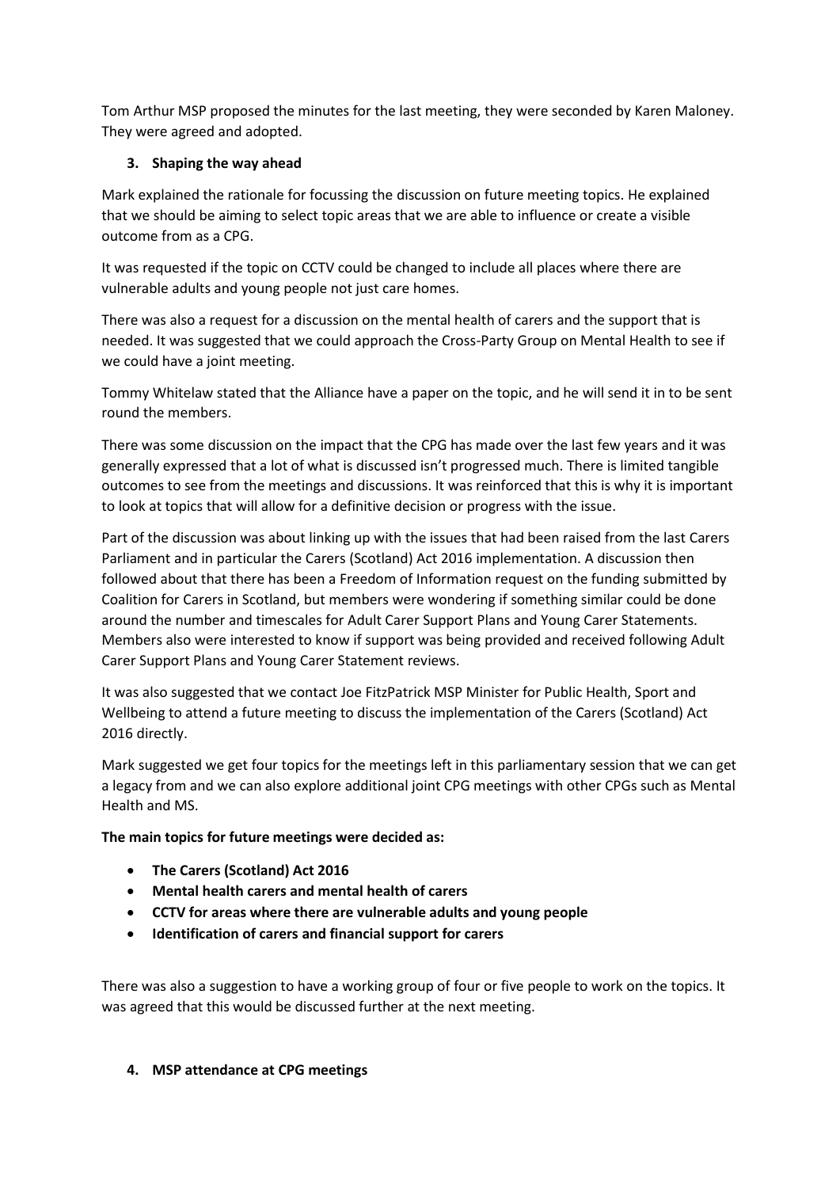Tom Arthur MSP proposed the minutes for the last meeting, they were seconded by Karen Maloney. They were agreed and adopted.

### 3. Shaping the way ahead

Mark explained the rationale for focussing the discussion on future meeting topics. He explained that we should be aiming to select topic areas that we are able to influence or create a visible outcome from as a CPG.

It was requested if the topic on CCTV could be changed to include all places where there are vulnerable adults and young people not just care homes.

There was also a request for a discussion on the mental health of carers and the support that is needed. It was suggested that we could approach the Cross-Party Group on Mental Health to see if we could have a joint meeting.

Tommy Whitelaw stated that the Alliance have a paper on the topic, and he will send it in to be sent round the members.

There was some discussion on the impact that the CPG has made over the last few years and it was generally expressed that a lot of what is discussed isn't progressed much. There is limited tangible outcomes to see from the meetings and discussions. It was reinforced that this is why it is important to look at topics that will allow for a definitive decision or progress with the issue.

Part of the discussion was about linking up with the issues that had been raised from the last Carers Parliament and in particular the Carers (Scotland) Act 2016 implementation. A discussion then followed about that there has been a Freedom of Information request on the funding submitted by Coalition for Carers in Scotland, but members were wondering if something similar could be done around the number and timescales for Adult Carer Support Plans and Young Carer Statements. Members also were interested to know if support was being provided and received following Adult Carer Support Plans and Young Carer Statement reviews.

It was also suggested that we contact Joe FitzPatrick MSP Minister for Public Health, Sport and Wellbeing to attend a future meeting to discuss the implementation of the Carers (Scotland) Act 2016 directly.

Mark suggested we get four topics for the meetings left in this parliamentary session that we can get a legacy from and we can also explore additional joint CPG meetings with other CPGs such as Mental Health and MS.

**The main topics for future meetings were decided as:**

- **The Carers (Scotland) Act 2016**
- **Mental health carers and mental health of carers**
- **CCTV for areas where there are vulnerable adults and young people**
- **Identification of carers and financial support for carers**

There was also a suggestion to have a working group of four or five people to work on the topics. It was agreed that this would be discussed further at the next meeting.

### 4. MSP attendance at CPG meetings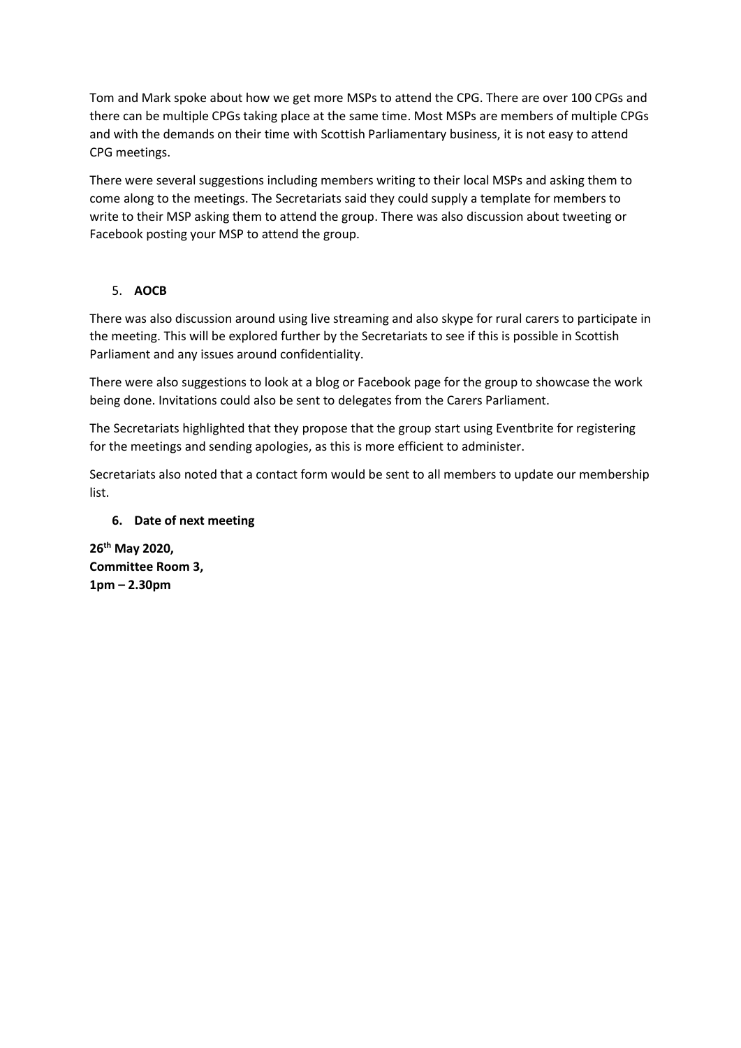Tom and Mark spoke about how we get more MSPs to attend the CPG. There are over 100 CPGs and there can be multiple CPGs taking place at the same time. Most MSPs are members of multiple CPGs and with the demands on their time with Scottish Parliamentary business, it is not easy to attend CPG meetings.

There were several suggestions including members writing to their local MSPs and asking them to come along to the meetings. The Secretariats said they could supply a template for members to write to their MSP asking them to attend the group. There was also discussion about tweeting or Facebook posting your MSP to attend the group.

5. **AOCB**

There was also discussion around using live streaming and also skype for rural carers to participate in the meeting. This will be explored further by the Secretariats to see if this is possible in Scottish Parliament and any issues around confidentiality.

There were also suggestions to look at a blog or Facebook page for the group to showcase the work being done. Invitations could also be sent to delegates from the Carers Parliament.

The Secretariats highlighted that they propose that the group start using Eventbrite for registering for the meetings and sending apologies, as this is more efficient to administer.

Secretariats also noted that a contact form would be sent to all members to update our membership list.

6. **Date of next meeting**

**26th May 2020,**
**Committee Room 3,**
**1pm – 2.30pm**